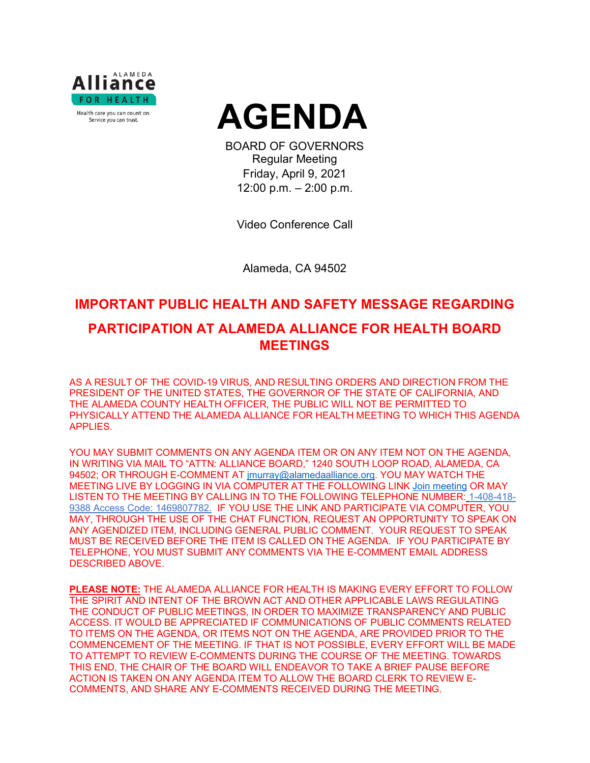# AGENDA

BOARD OF GOVERNORS
Regular Meeting
Friday, April 9, 2021
12:00 p.m. – 2:00 p.m.

Video Conference Call

Alameda, CA 94502

## IMPORTANT PUBLIC HEALTH AND SAFETY MESSAGE REGARDING PARTICIPATION AT ALAMEDA ALLIANCE FOR HEALTH BOARD MEETINGS

AS A RESULT OF THE COVID-19 VIRUS, AND RESULTING ORDERS AND DIRECTION FROM THE PRESIDENT OF THE UNITED STATES, THE GOVERNOR OF THE STATE OF CALIFORNIA, AND THE ALAMEDA COUNTY HEALTH OFFICER, THE PUBLIC WILL NOT BE PERMITTED TO PHYSICALLY ATTEND THE ALAMEDA ALLIANCE FOR HEALTH MEETING TO WHICH THIS AGENDA APPLIES.

YOU MAY SUBMIT COMMENTS ON ANY AGENDA ITEM OR ON ANY ITEM NOT ON THE AGENDA, IN WRITING VIA MAIL TO "ATTN: ALLIANCE BOARD," 1240 SOUTH LOOP ROAD, ALAMEDA, CA 94502; OR THROUGH E-COMMENT AT jmurray@alamedaalliance.org. YOU MAY WATCH THE MEETING LIVE BY LOGGING IN VIA COMPUTER AT THE FOLLOWING LINK Join meeting OR MAY LISTEN TO THE MEETING BY CALLING IN TO THE FOLLOWING TELEPHONE NUMBER: 1-408-418-9388 Access Code: 1469807782. IF YOU USE THE LINK AND PARTICIPATE VIA COMPUTER, YOU MAY, THROUGH THE USE OF THE CHAT FUNCTION, REQUEST AN OPPORTUNITY TO SPEAK ON ANY AGENDIZED ITEM, INCLUDING GENERAL PUBLIC COMMENT. YOUR REQUEST TO SPEAK MUST BE RECEIVED BEFORE THE ITEM IS CALLED ON THE AGENDA. IF YOU PARTICIPATE BY TELEPHONE, YOU MUST SUBMIT ANY COMMENTS VIA THE E-COMMENT EMAIL ADDRESS DESCRIBED ABOVE.

**PLEASE NOTE:** THE ALAMEDA ALLIANCE FOR HEALTH IS MAKING EVERY EFFORT TO FOLLOW THE SPIRIT AND INTENT OF THE BROWN ACT AND OTHER APPLICABLE LAWS REGULATING THE CONDUCT OF PUBLIC MEETINGS, IN ORDER TO MAXIMIZE TRANSPARENCY AND PUBLIC ACCESS. IT WOULD BE APPRECIATED IF COMMUNICATIONS OF PUBLIC COMMENTS RELATED TO ITEMS ON THE AGENDA, OR ITEMS NOT ON THE AGENDA, ARE PROVIDED PRIOR TO THE COMMENCEMENT OF THE MEETING. IF THAT IS NOT POSSIBLE, EVERY EFFORT WILL BE MADE TO ATTEMPT TO REVIEW E-COMMENTS DURING THE COURSE OF THE MEETING. TOWARDS THIS END, THE CHAIR OF THE BOARD WILL ENDEAVOR TO TAKE A BRIEF PAUSE BEFORE ACTION IS TAKEN ON ANY AGENDA ITEM TO ALLOW THE BOARD CLERK TO REVIEW E-COMMENTS, AND SHARE ANY E-COMMENTS RECEIVED DURING THE MEETING.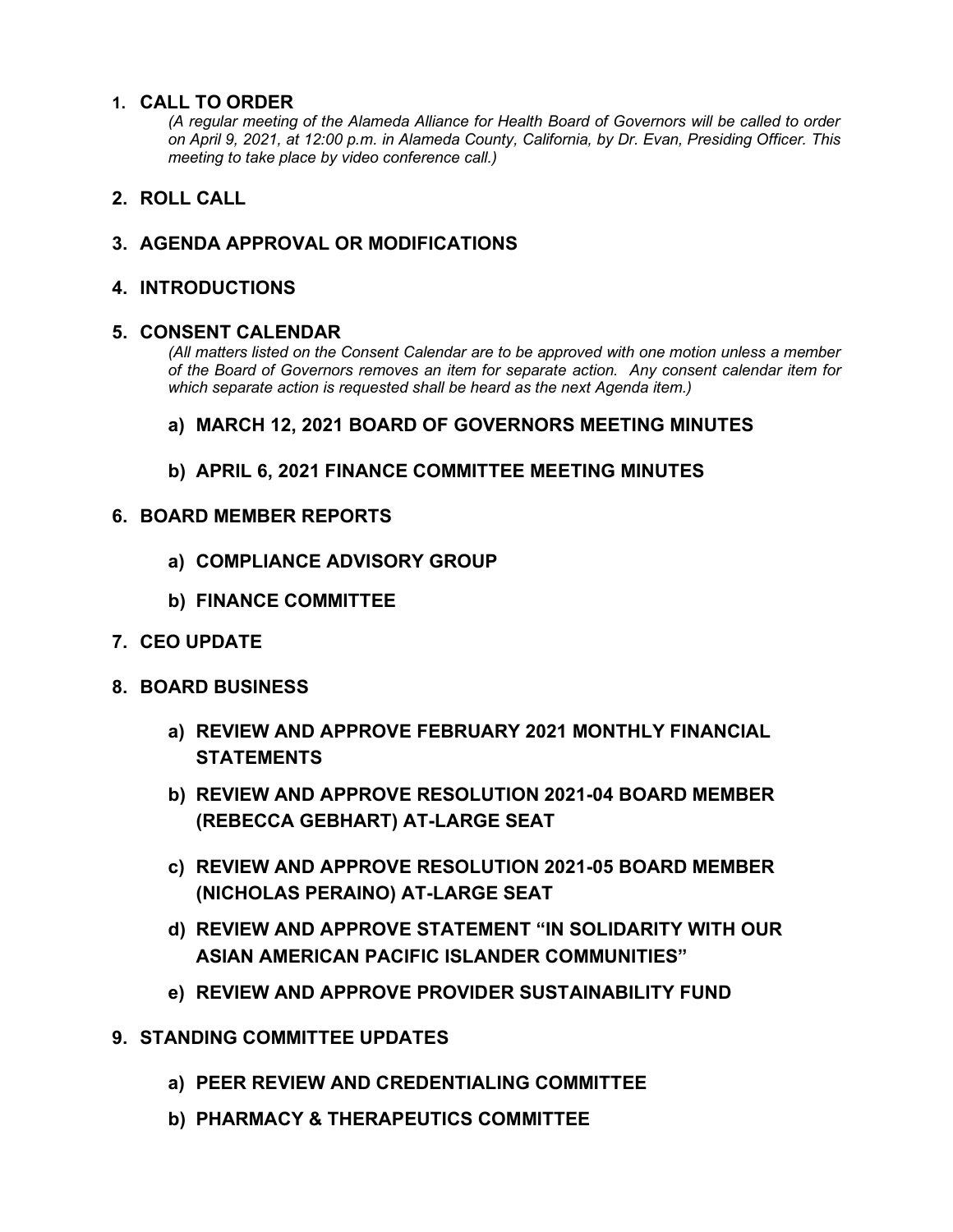1. **CALL TO ORDER**

   *(A regular meeting of the Alameda Alliance for Health Board of Governors will be called to order on April 9, 2021, at 12:00 p.m. in Alameda County, California, by Dr. Evan, Presiding Officer. This meeting to take place by video conference call.)*

2. **ROLL CALL**

3. **AGENDA APPROVAL OR MODIFICATIONS**

4. **INTRODUCTIONS**

5. **CONSENT CALENDAR**

   *(All matters listed on the Consent Calendar are to be approved with one motion unless a member of the Board of Governors removes an item for separate action. Any consent calendar item for which separate action is requested shall be heard as the next Agenda item.)*

   a) **MARCH 12, 2021 BOARD OF GOVERNORS MEETING MINUTES**

   b) **APRIL 6, 2021 FINANCE COMMITTEE MEETING MINUTES**

6. **BOARD MEMBER REPORTS**

   a) **COMPLIANCE ADVISORY GROUP**

   b) **FINANCE COMMITTEE**

7. **CEO UPDATE**

8. **BOARD BUSINESS**

   a) **REVIEW AND APPROVE FEBRUARY 2021 MONTHLY FINANCIAL STATEMENTS**

   b) **REVIEW AND APPROVE RESOLUTION 2021-04 BOARD MEMBER (REBECCA GEBHART) AT-LARGE SEAT**

   c) **REVIEW AND APPROVE RESOLUTION 2021-05 BOARD MEMBER (NICHOLAS PERAINO) AT-LARGE SEAT**

   d) **REVIEW AND APPROVE STATEMENT "IN SOLIDARITY WITH OUR ASIAN AMERICAN PACIFIC ISLANDER COMMUNITIES"**

   e) **REVIEW AND APPROVE PROVIDER SUSTAINABILITY FUND**

9. **STANDING COMMITTEE UPDATES**

   a) **PEER REVIEW AND CREDENTIALING COMMITTEE**

   b) **PHARMACY & THERAPEUTICS COMMITTEE**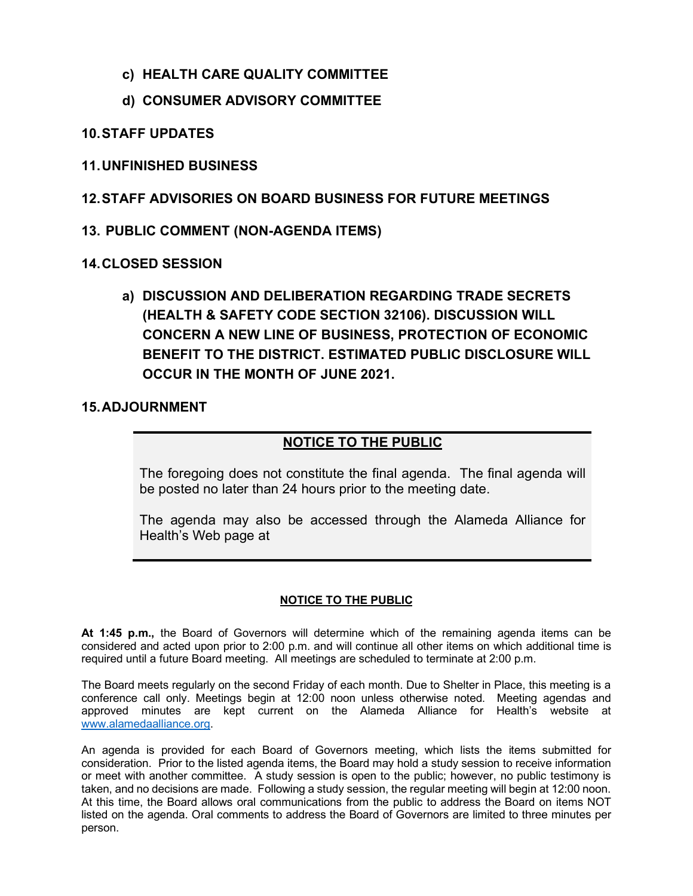**c) HEALTH CARE QUALITY COMMITTEE**

**d) CONSUMER ADVISORY COMMITTEE**

**10. STAFF UPDATES**

**11. UNFINISHED BUSINESS**

**12. STAFF ADVISORIES ON BOARD BUSINESS FOR FUTURE MEETINGS**

**13. PUBLIC COMMENT (NON-AGENDA ITEMS)**

**14. CLOSED SESSION**

**a) DISCUSSION AND DELIBERATION REGARDING TRADE SECRETS (HEALTH & SAFETY CODE SECTION 32106). DISCUSSION WILL CONCERN A NEW LINE OF BUSINESS, PROTECTION OF ECONOMIC BENEFIT TO THE DISTRICT. ESTIMATED PUBLIC DISCLOSURE WILL OCCUR IN THE MONTH OF JUNE 2021.**

**15. ADJOURNMENT**

**NOTICE TO THE PUBLIC**

The foregoing does not constitute the final agenda. The final agenda will be posted no later than 24 hours prior to the meeting date.

The agenda may also be accessed through the Alameda Alliance for Health's Web page at

**NOTICE TO THE PUBLIC**

**At 1:45 p.m.,** the Board of Governors will determine which of the remaining agenda items can be considered and acted upon prior to 2:00 p.m. and will continue all other items on which additional time is required until a future Board meeting. All meetings are scheduled to terminate at 2:00 p.m.

The Board meets regularly on the second Friday of each month. Due to Shelter in Place, this meeting is a conference call only. Meetings begin at 12:00 noon unless otherwise noted. Meeting agendas and approved minutes are kept current on the Alameda Alliance for Health's website at www.alamedaalliance.org.

An agenda is provided for each Board of Governors meeting, which lists the items submitted for consideration. Prior to the listed agenda items, the Board may hold a study session to receive information or meet with another committee. A study session is open to the public; however, no public testimony is taken, and no decisions are made. Following a study session, the regular meeting will begin at 12:00 noon. At this time, the Board allows oral communications from the public to address the Board on items NOT listed on the agenda. Oral comments to address the Board of Governors are limited to three minutes per person.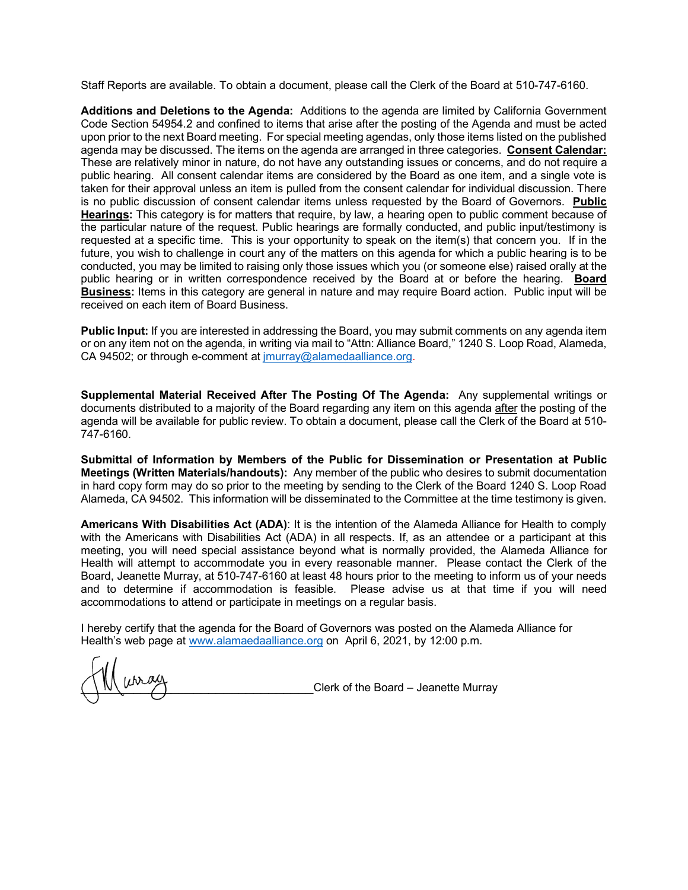Staff Reports are available. To obtain a document, please call the Clerk of the Board at 510-747-6160.

**Additions and Deletions to the Agenda:** Additions to the agenda are limited by California Government Code Section 54954.2 and confined to items that arise after the posting of the Agenda and must be acted upon prior to the next Board meeting. For special meeting agendas, only those items listed on the published agenda may be discussed. The items on the agenda are arranged in three categories. **Consent Calendar:** These are relatively minor in nature, do not have any outstanding issues or concerns, and do not require a public hearing. All consent calendar items are considered by the Board as one item, and a single vote is taken for their approval unless an item is pulled from the consent calendar for individual discussion. There is no public discussion of consent calendar items unless requested by the Board of Governors. **Public Hearings:** This category is for matters that require, by law, a hearing open to public comment because of the particular nature of the request. Public hearings are formally conducted, and public input/testimony is requested at a specific time. This is your opportunity to speak on the item(s) that concern you. If in the future, you wish to challenge in court any of the matters on this agenda for which a public hearing is to be conducted, you may be limited to raising only those issues which you (or someone else) raised orally at the public hearing or in written correspondence received by the Board at or before the hearing. **Board Business:** Items in this category are general in nature and may require Board action. Public input will be received on each item of Board Business.

**Public Input:** If you are interested in addressing the Board, you may submit comments on any agenda item or on any item not on the agenda, in writing via mail to "Attn: Alliance Board," 1240 S. Loop Road, Alameda, CA 94502; or through e-comment at jmurray@alamedaalliance.org.

**Supplemental Material Received After The Posting Of The Agenda:** Any supplemental writings or documents distributed to a majority of the Board regarding any item on this agenda after the posting of the agenda will be available for public review. To obtain a document, please call the Clerk of the Board at 510-747-6160.

**Submittal of Information by Members of the Public for Dissemination or Presentation at Public Meetings (Written Materials/handouts):** Any member of the public who desires to submit documentation in hard copy form may do so prior to the meeting by sending to the Clerk of the Board 1240 S. Loop Road Alameda, CA 94502. This information will be disseminated to the Committee at the time testimony is given.

**Americans With Disabilities Act (ADA)**: It is the intention of the Alameda Alliance for Health to comply with the Americans with Disabilities Act (ADA) in all respects. If, as an attendee or a participant at this meeting, you will need special assistance beyond what is normally provided, the Alameda Alliance for Health will attempt to accommodate you in every reasonable manner. Please contact the Clerk of the Board, Jeanette Murray, at 510-747-6160 at least 48 hours prior to the meeting to inform us of your needs and to determine if accommodation is feasible. Please advise us at that time if you will need accommodations to attend or participate in meetings on a regular basis.

I hereby certify that the agenda for the Board of Governors was posted on the Alameda Alliance for Health's web page at www.alamaedaalliance.org on April 6, 2021, by 12:00 p.m.

JMurray ______________________ Clerk of the Board – Jeanette Murray